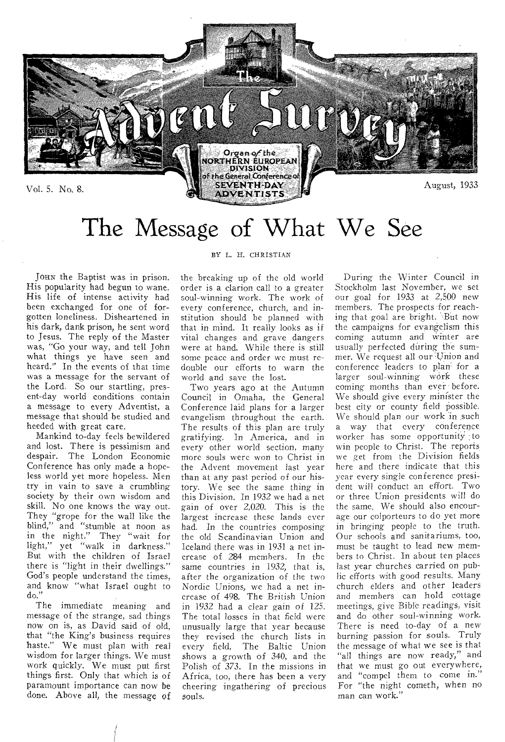# The Advent Survey

Organ of the NORTHERN EUROPEAN DIVISION of the General Conference of SEVENTH-DAY ADVENTISTS

Vol. 5. No. 8. August, 1933

# The Message of What We See

BY L. H. CHRISTIAN

JOHN the Baptist was in prison. His popularity had begun to wane. His life of intense activity had been exchanged for one of forgotten loneliness. Disheartened in his dark, dank prison, he sent word to Jesus. The reply of the Master was, "Go your way, and tell John what things ye have seen and heard." In the events of that time was a message for the servant of the Lord. So our startling, present-day world conditions contain a message to every Adventist, a message that should be studied and heeded with great care.

Mankind to-day feels bewildered and lost. There is pessimism and despair. The London Economic Conference has only made a hopeless world yet more hopeless. Men try in vain to save a crumbling society by their own wisdom and skill. No one knows the way out. They "grope for the wall like the blind," and "stumble at noon as in the night." They "wait for light," yet "walk in darkness." But with the children of Israel there is "light in their dwellings." God's people understand the times, and know "what Israel ought to do."

The immediate meaning and message of the strange, sad things now on is, as David said of old, that "the King's business requires haste." We must plan with real wisdom for larger things. We must work quickly. We must put first things first. Only that which is of paramount importance can now be done. Above all, the message of the breaking up of the old world order is a clarion call to a greater soul-winning work. The work of every conference, church, and institution should be planned with that in mind. It really looks as if vital changes and grave dangers were at hand. While there is still some peace and order we must redouble our efforts to warn the world and save the lost.

Two years ago at the Autumn Council in Omaha, the General Conference laid plans for a larger evangelism throughout the earth. The results of this plan are truly gratifying. In America, and in every other world section, many more souls were won to Christ in the Advent movement last year than at any past period of our history. We see the same thing in this Division. In 1932 we had a net gain of over 2,020. This is the largest increase these lands ever had. In the countries composing the old Scandinavian Union and Iceland there was in 1931 a net increase of 284 members. In the same countries in 1932, that is, after the organization of the two Nordic Unions, we had a net increase of 498. The British Union in 1932 had a clear gain of 125. The total losses in that field were unusually large that year because they revised the church lists in every field. The Baltic Union shows a growth of 340, and the Polish of 373. In the missions in Africa, too, there has been a very cheering ingathering of precious souls.

During the Winter Council in Stockholm last November, we set our goal for 1933 at 2,500 new members. The prospects for reaching that goal are bright. But now the campaigns for evangelism this coming autumn and winter are usually perfected during the summer. We request all our Union and conference leaders to plan for a larger soul-winning work these coming months than ever before. We should give every minister the best city or county field possible. We should plan our work in such a way that every conference worker has some opportunity to win people to Christ. The reports we get from the Division fields here and there indicate that this year every single conference president will conduct an effort. Two or three Union presidents will do the same. We should also encourage our colporteurs to do yet more in bringing people to the truth. Our schools and sanitariums, too, must be taught to lead new members to Christ. In about ten places last year churches carried on public efforts with good results. Many church elders and other leaders and members can hold cottage meetings, give Bible readings, visit and do other soul-winning work. There is need to-day of a new burning passion for souls. Truly the message of what we see is that "all things are now ready," and that we must go out everywhere, and "compel them to come in." For "the night cometh, when no man can work."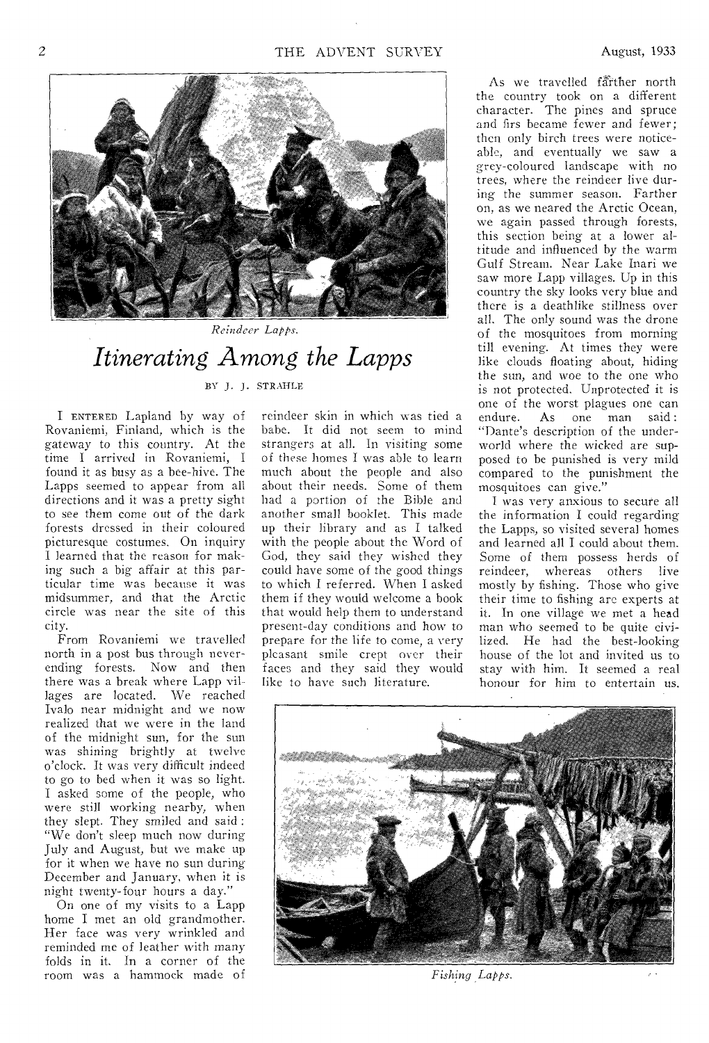*Reindeer Lapps.*

# *Itinerating Among the Lapps*

BY J. J. STRAHLE

I ENTERED Lapland by way of Rovaniemi, Finland, which is the gateway to this country. At the time I arrived in Rovaniemi, I found it as busy as a bee-hive. The Lapps seemed to appear from all directions and it was a pretty sight to see them come out of the dark forests dressed in their coloured picturesque costumes. On inquiry I learned that the reason for making such a big affair at this particular time was because it was midsummer, and that the Arctic circle was near the site of this city.

From Rovaniemi we travelled north in a post bus through never-ending forests. Now and then there was a break where Lapp villages are located. We reached Ivalo near midnight and we now realized that we were in the land of the midnight sun, for the sun was shining brightly at twelve o'clock. It was very difficult indeed to go to bed when it was so light. I asked some of the people, who were still working nearby, when they slept. They smiled and said: "We don't sleep much now during July and August, but we make up for it when we have no sun during December and January, when it is night twenty-four hours a day."

On one of my visits to a Lapp home I met an old grandmother. Her face was very wrinkled and reminded me of leather with many folds in it. In a corner of the room was a hammock made of reindeer skin in which was tied a babe. It did not seem to mind strangers at all. In visiting some of these homes I was able to learn much about the people and also about their needs. Some of them had a portion of the Bible and another small booklet. This made up their library and as I talked with the people about the Word of God, they said they wished they could have some of the good things to which I referred. When I asked them if they would welcome a book that would help them to understand present-day conditions and how to prepare for the life to come, a very pleasant smile crept over their faces and they said they would like to have such literature.

As we travelled farther north the country took on a different character. The pines and spruce and firs became fewer and fewer; then only birch trees were noticeable, and eventually we saw a grey-coloured landscape with no trees, where the reindeer live during the summer season. Farther on, as we neared the Arctic Ocean, we again passed through forests, this section being at a lower altitude and influenced by the warm Gulf Stream. Near Lake Inari we saw more Lapp villages. Up in this country the sky looks very blue and there is a deathlike stillness over all. The only sound was the drone of the mosquitoes from morning till evening. At times they were like clouds floating about, hiding the sun, and woe to the one who is not protected. Unprotected it is one of the worst plagues one can endure. As one man said: "Dante's description of the underworld where the wicked are supposed to be punished is very mild compared to the punishment the mosquitoes can give."

I was very anxious to secure all the information I could regarding the Lapps, so visited several homes and learned all I could about them. Some of them possess herds of reindeer, whereas others live mostly by fishing. Those who give their time to fishing are experts at it. In one village we met a head man who seemed to be quite civilized. He had the best-looking house of the lot and invited us to stay with him. It seemed a real honour for him to entertain us.

*Fishing Lapps.*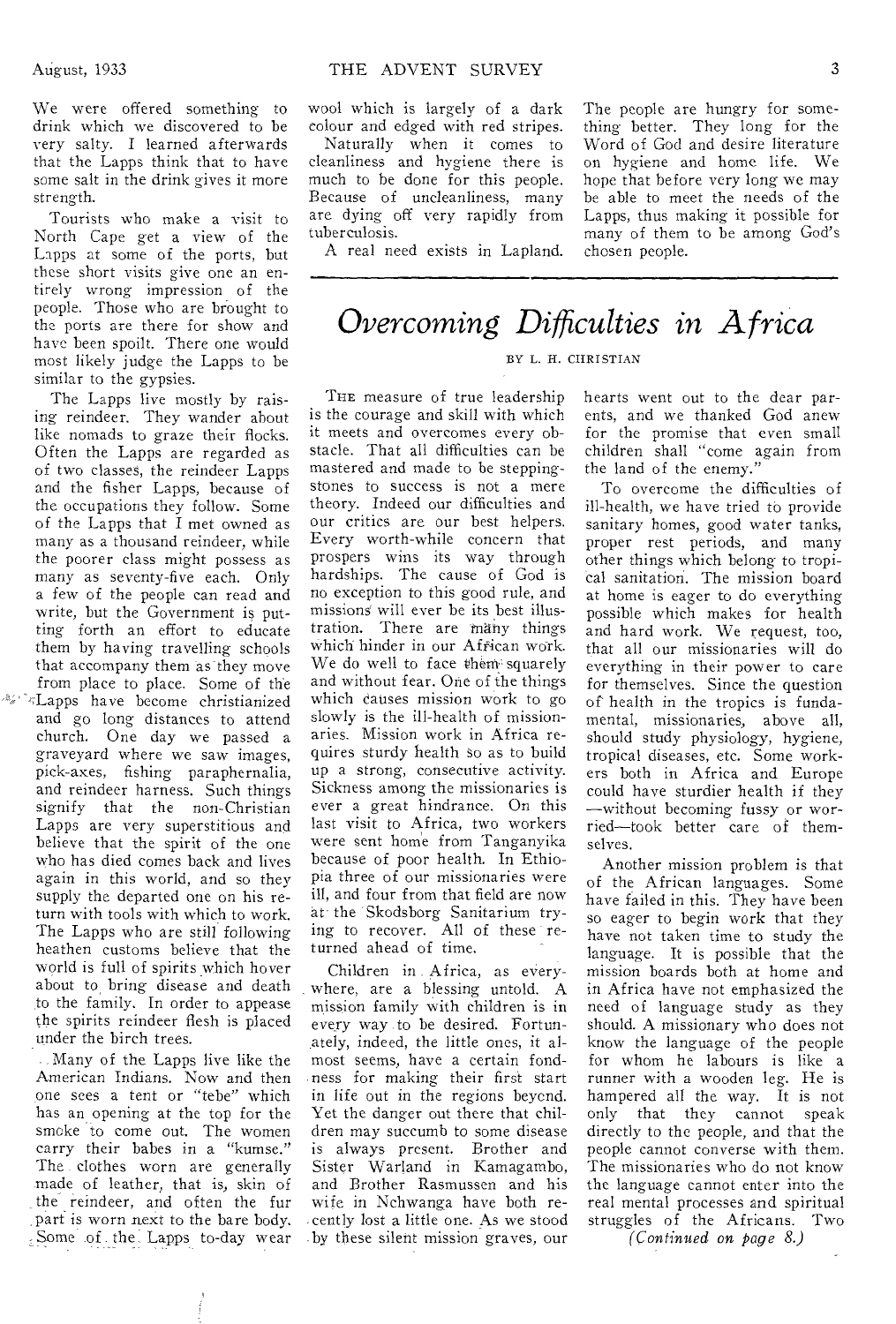We were offered something to drink which we discovered to be very salty. I learned afterwards that the Lapps think that to have some salt in the drink gives it more strength.

Tourists who make a visit to North Cape get a view of the Lapps at some of the ports, but these short visits give one an entirely wrong impression of the people. Those who are brought to the ports are there for show and have been spoilt. There one would most likely judge the Lapps to be similar to the gypsies.

The Lapps live mostly by raising reindeer. They wander about like nomads to graze their flocks. Often the Lapps are regarded as of two classes, the reindeer Lapps and the fisher Lapps, because of the occupations they follow. Some of the Lapps that I met owned as many as a thousand reindeer, while the poorer class might possess as many as seventy-five each. Only a few of the people can read and write, but the Government is putting forth an effort to educate them by having travelling schools that accompany them as they move from place to place. Some of the Lapps have become christianized and go long distances to attend church. One day we passed a graveyard where we saw images, pick-axes, fishing paraphernalia, and reindeer harness. Such things signify that the non-Christian Lapps are very superstitious and believe that the spirit of the one who has died comes back and lives again in this world, and so they supply the departed one on his return with tools with which to work. The Lapps who are still following heathen customs believe that the world is full of spirits which hover about to bring disease and death to the family. In order to appease the spirits reindeer flesh is placed under the birch trees.

Many of the Lapps live like the American Indians. Now and then one sees a tent or "tebe" which has an opening at the top for the smoke to come out. The women carry their babes in a "kumse." The clothes worn are generally made of leather, that is, skin of the reindeer, and often the fur part is worn next to the bare body. Some of the Lapps to-day wear wool which is largely of a dark colour and edged with red stripes.

Naturally when it comes to cleanliness and hygiene there is much to be done for this people. Because of uncleanliness, many are dying off very rapidly from tuberculosis.

A real need exists in Lapland. The people are hungry for something better. They long for the Word of God and desire literature on hygiene and home life. We hope that before very long we may be able to meet the needs of the Lapps, thus making it possible for many of them to be among God's chosen people.

# *Overcoming Difficulties in Africa*

BY L. H. CHRISTIAN

The measure of true leadership is the courage and skill with which it meets and overcomes every obstacle. That all difficulties can be mastered and made to be stepping-stones to success is not a mere theory. Indeed our difficulties and our critics are our best helpers. Every worth-while concern that prospers wins its way through hardships. The cause of God is no exception to this good rule, and missions will ever be its best illustration. There are many things which hinder in our African work. We do well to face them squarely and without fear. One of the things which causes mission work to go slowly is the ill-health of missionaries. Mission work in Africa requires sturdy health so as to build up a strong, consecutive activity. Sickness among the missionaries is ever a great hindrance. On this last visit to Africa, two workers were sent home from Tanganyika because of poor health. In Ethiopia three of our missionaries were ill, and four from that field are now at the Skodsborg Sanitarium trying to recover. All of these returned ahead of time.

Children in Africa, as everywhere, are a blessing untold. A mission family with children is in every way to be desired. Fortunately, indeed, the little ones, it almost seems, have a certain fondness for making their first start in life out in the regions beyond. Yet the danger out there that children may succumb to some disease is always present. Brother and Sister Warland in Kamagambo, and Brother Rasmussen and his wife in Nchwanga have both recently lost a little one. As we stood by these silent mission graves, our hearts went out to the dear parents, and we thanked God anew for the promise that even small children shall "come again from the land of the enemy."

To overcome the difficulties of ill-health, we have tried to provide sanitary homes, good water tanks, proper rest periods, and many other things which belong to tropical sanitation. The mission board at home is eager to do everything possible which makes for health and hard work. We request, too, that all our missionaries will do everything in their power to care for themselves. Since the question of health in the tropics is fundamental, missionaries, above all, should study physiology, hygiene, tropical diseases, etc. Some workers both in Africa and Europe could have sturdier health if they —without becoming fussy or worried—took better care of themselves.

Another mission problem is that of the African languages. Some have failed in this. They have been so eager to begin work that they have not taken time to study the language. It is possible that the mission boards both at home and in Africa have not emphasized the need of language study as they should. A missionary who does not know the language of the people for whom he labours is like a runner with a wooden leg. He is hampered all the way. It is not only that they cannot speak directly to the people, and that the people cannot converse with them. The missionaries who do not know the language cannot enter into the real mental processes and spiritual struggles of the Africans. Two

*(Continued on page 8.)*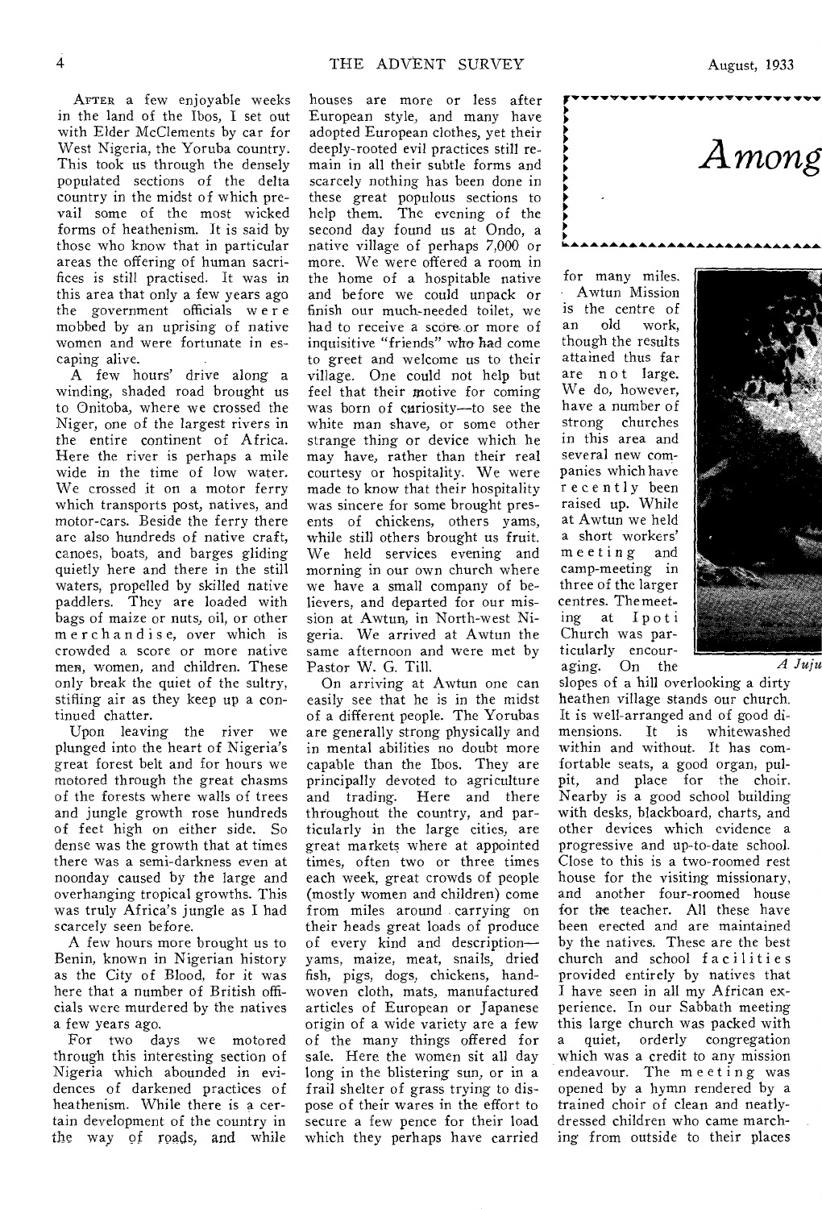AFTER a few enjoyable weeks in the land of the Ibos, I set out with Elder McClements by car for West Nigeria, the Yoruba country. This took us through the densely populated sections of the delta country in the midst of which prevail some of the most wicked forms of heathenism. It is said by those who know that in particular areas the offering of human sacrifices is still practised. It was in this area that only a few years ago the government officials were mobbed by an uprising of native women and were fortunate in escaping alive.

A few hours' drive along a winding, shaded road brought us to Onitoba, where we crossed the Niger, one of the largest rivers in the entire continent of Africa. Here the river is perhaps a mile wide in the time of low water. We crossed it on a motor ferry which transports post, natives, and motor-cars. Beside the ferry there are also hundreds of native craft, canoes, boats, and barges gliding quietly here and there in the still waters, propelled by skilled native paddlers. They are loaded with bags of maize or nuts, oil, or other merchandise, over which is crowded a score or more native men, women, and children. These only break the quiet of the sultry, stifling air as they keep up a continued chatter.

Upon leaving the river we plunged into the heart of Nigeria's great forest belt and for hours we motored through the great chasms of the forests where walls of trees and jungle growth rose hundreds of feet high on either side. So dense was the growth that at times there was a semi-darkness even at noonday caused by the large and overhanging tropical growths. This was truly Africa's jungle as I had scarcely seen before.

A few hours more brought us to Benin, known in Nigerian history as the City of Blood, for it was here that a number of British officials were murdered by the natives a few years ago.

For two days we motored through this interesting section of Nigeria which abounded in evidences of darkened practices of heathenism. While there is a certain development of the country in the way of roads, and while houses are more or less after European style, and many have adopted European clothes, yet their deeply-rooted evil practices still remain in all their subtle forms and scarcely nothing has been done in these great populous sections to help them. The evening of the second day found us at Ondo, a native village of perhaps 7,000 or more. We were offered a room in the home of a hospitable native and before we could unpack or finish our much-needed toilet, we had to receive a score or more of inquisitive "friends" who had come to greet and welcome us to their village. One could not help but feel that their motive for coming was born of curiosity—to see the white man shave, or some other strange thing or device which he may have, rather than their real courtesy or hospitality. We were made to know that their hospitality was sincere for some brought presents of chickens, others yams, while still others brought us fruit. We held services evening and morning in our own church where we have a small company of believers, and departed for our mission at Awtun, in North-west Nigeria. We arrived at Awtun the same afternoon and were met by Pastor W. G. Till.

On arriving at Awtun one can easily see that he is in the midst of a different people. The Yorubas are generally strong physically and in mental abilities no doubt more capable than the Ibos. They are principally devoted to agriculture and trading. Here and there throughout the country, and particularly in the large cities, are great markets where at appointed times, often two or three times each week, great crowds of people (mostly women and children) come from miles around carrying on their heads great loads of produce of every kind and description—yams, maize, meat, snails, dried fish, pigs, dogs, chickens, hand-woven cloth, mats, manufactured articles of European or Japanese origin of a wide variety are a few of the many things offered for sale. Here the women sit all day long in the blistering sun, or in a frail shelter of grass trying to dispose of their wares in the effort to secure a few pence for their load which they perhaps have carried for many miles.

# *Among*

Awtun Mission is the centre of an old work, though the results attained thus far are not large. We do, however, have a number of strong churches in this area and several new companies which have recently been raised up. While at Awtun we held a short workers' meeting and camp-meeting in three of the larger centres. The meeting at Ipoti Church was particularly encouraging. On the slopes of a hill overlooking a dirty heathen village stands our church. It is well-arranged and of good dimensions. It is whitewashed within and without. It has comfortable seats, a good organ, pulpit, and place for the choir. Nearby is a good school building with desks, blackboard, charts, and other devices which evidence a progressive and up-to-date school. Close to this is a two-roomed rest house for the visiting missionary, and another four-roomed house for the teacher. All these have been erected and are maintained by the natives. These are the best church and school facilities provided entirely by natives that I have seen in all my African experience. In our Sabbath meeting this large church was packed with a quiet, orderly congregation which was a credit to any mission endeavour. The meeting was opened by a hymn rendered by a trained choir of clean and neatly-dressed children who came marching from outside to their places

*A Juju*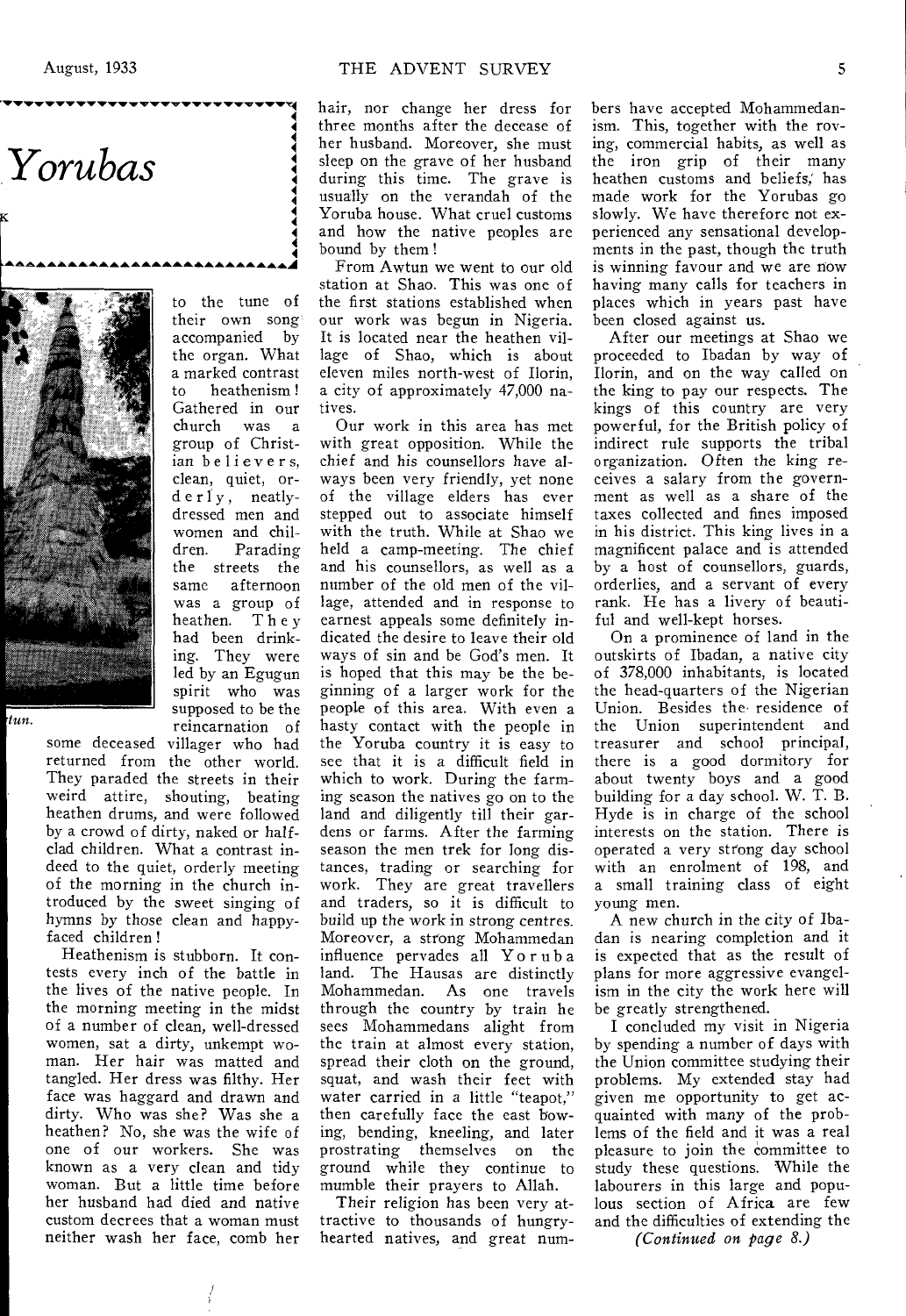# *Yorubas*

to the tune of their own song accompanied by the organ. What a marked contrast to heathenism! Gathered in our church was a group of Christian believers, clean, quiet, orderly, neatly-dressed men and women and children. Parading the streets the same afternoon was a group of heathen. They had been drinking. They were led by an Egugun spirit who was supposed to be the reincarnation of some deceased villager who had returned from the other world. They paraded the streets in their weird attire, shouting, beating heathen drums, and were followed by a crowd of dirty, naked or half-clad children. What a contrast indeed to the quiet, orderly meeting of the morning in the church introduced by the sweet singing of hymns by those clean and happy-faced children!

Heathenism is stubborn. It contests every inch of the battle in the lives of the native people. In the morning meeting in the midst of a number of clean, well-dressed women, sat a dirty, unkempt woman. Her hair was matted and tangled. Her dress was filthy. Her face was haggard and drawn and dirty. Who was she? Was she a heathen? No, she was the wife of one of our workers. She was known as a very clean and tidy woman. But a little time before her husband had died and native custom decrees that a woman must neither wash her face, comb her hair, nor change her dress for three months after the decease of her husband. Moreover, she must sleep on the grave of her husband during this time. The grave is usually on the verandah of the Yoruba house. What cruel customs and how the native peoples are bound by them!

From Awtun we went to our old station at Shao. This was one of the first stations established when our work was begun in Nigeria. It is located near the heathen village of Shao, which is about eleven miles north-west of Ilorin, a city of approximately 47,000 natives.

Our work in this area has met with great opposition. While the chief and his counsellors have always been very friendly, yet none of the village elders has ever stepped out to associate himself with the truth. While at Shao we held a camp-meeting. The chief and his counsellors, as well as a number of the old men of the village, attended and in response to earnest appeals some definitely indicated the desire to leave their old ways of sin and be God's men. It is hoped that this may be the beginning of a larger work for the people of this area. With even a hasty contact with the people in the Yoruba country it is easy to see that it is a difficult field in which to work. During the farming season the natives go on to the land and diligently till their gardens or farms. After the farming season the men trek for long distances, trading or searching for work. They are great travellers and traders, so it is difficult to build up the work in strong centres. Moreover, a strong Mohammedan influence pervades all Yoruba land. The Hausas are distinctly Mohammedan. As one travels through the country by train he sees Mohammedans alight from the train at almost every station, spread their cloth on the ground, squat, and wash their feet with water carried in a little "teapot," then carefully face the east bowing, bending, kneeling, and later prostrating themselves on the ground while they continue to mumble their prayers to Allah.

Their religion has been very attractive to thousands of hungry-hearted natives, and great numbers have accepted Mohammedanism. This, together with the roving, commercial habits, as well as the iron grip of their many heathen customs and beliefs, has made work for the Yorubas go slowly. We have therefore not experienced any sensational developments in the past, though the truth is winning favour and we are now having many calls for teachers in places which in years past have been closed against us.

After our meetings at Shao we proceeded to Ibadan by way of Ilorin, and on the way called on the king to pay our respects. The kings of this country are very powerful, for the British policy of indirect rule supports the tribal organization. Often the king receives a salary from the government as well as a share of the taxes collected and fines imposed in his district. This king lives in a magnificent palace and is attended by a host of counsellors, guards, orderlies, and a servant of every rank. He has a livery of beautiful and well-kept horses.

On a prominence of land in the outskirts of Ibadan, a native city of 378,000 inhabitants, is located the head-quarters of the Nigerian Union. Besides the residence of the Union superintendent and treasurer and school principal, there is a good dormitory for about twenty boys and a good building for a day school. W. T. B. Hyde is in charge of the school interests on the station. There is operated a very strong day school with an enrolment of 198, and a small training class of eight young men.

A new church in the city of Ibadan is nearing completion and it is expected that as the result of plans for more aggressive evangelism in the city the work here will be greatly strengthened.

I concluded my visit in Nigeria by spending a number of days with the Union committee studying their problems. My extended stay had given me opportunity to get acquainted with many of the problems of the field and it was a real pleasure to join the committee to study these questions. While the labourers in this large and populous section of Africa are few and the difficulties of extending the

*(Continued on page 8.)*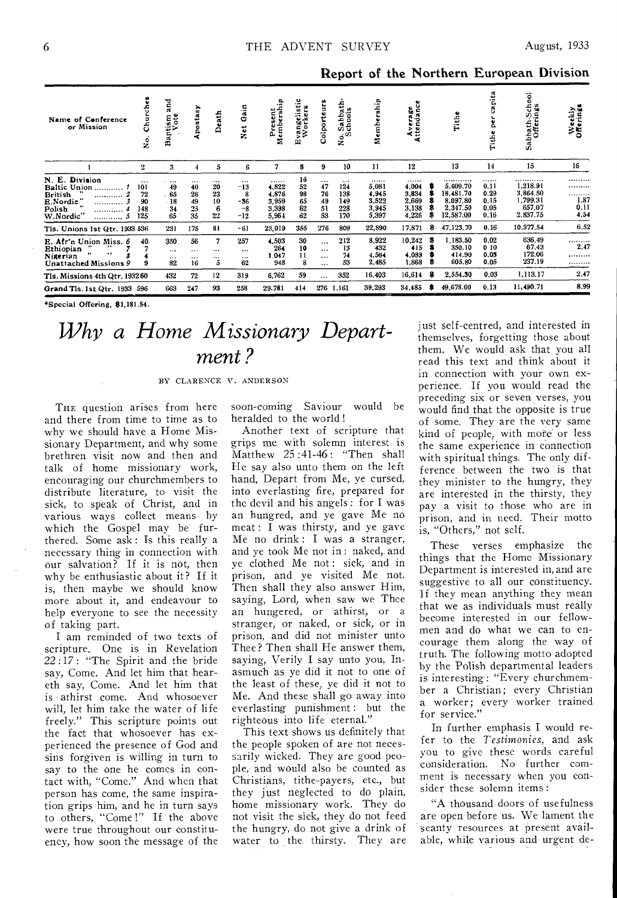## Report of the Northern European Division

| Name of Conference or Mission | No. Churches | Baptism and Vote | Apostasy | Death | Net Gain | Present Membership | Evangelistic Workers | Colporteurs | No. Sabbath-Schools | Membership | Average Attendance | Tithe | Tithe per capita | Sabbath-School Offerings | Weekly Offerings |
|---|---|---|---|---|---|---|---|---|---|---|---|---|---|---|---|
| 1 | 2 | 3 | 4 | 5 | 6 | 7 | 8 | 9 | 10 | 11 | 12 | 13 | 14 | 15 | 16 |
| N. E. Division | ... | ... | ... | ... | ... | ...... | 16 | ... | ... | ...... | ...... | ............ | ..... | ............ | ......... |
| Baltic Union ............ 1 | 101 | 49 | 40 | 20 | -13 | 4,822 | 52 | 47 | 124 | 5,081 | 4,004 | $ 5,609.70 | 0.11 | 1,218.91 | ......... |
| British " ............ 2 | 72 | 65 | 26 | 23 | 8 | 4,876 | 98 | 76 | 138 | 4,945 | 3,834 | $ 18,481.70 | 0.29 | 3,864.50 | ......... |
| E.Nordic " ............ 3 | 90 | 18 | 49 | 10 | -36 | 3,959 | 65 | 49 | 149 | 3,522 | 2,669 | $ 8,097.80 | 0.15 | 1,799.31 | 1.87 |
| Polish " ............ 4 | 148 | 34 | 25 | 6 | -8 | 3,398 | 62 | 51 | 228 | 3,945 | 3,138 | $ 2,347.50 | 0.05 | 657.07 | 0.11 |
| W.Nordic" ............ 5 | 125 | 65 | 35 | 22 | -12 | 5,964 | 62 | 53 | 170 | 5,397 | 4,226 | $ 12,587.00 | 0.16 | 2,837.75 | 4.54 |
| Tls. Unions 1st Qtr. 1933 | 536 | 231 | 175 | 81 | -61 | 23,019 | 355 | 276 | 809 | 22,890 | 17,871 | $ 47,123.70 | 0.16 | 10,377.54 | 6.52 |
| E. Afr'n Union Miss. 6 | 40 | 350 | 56 | 7 | 257 | 4,503 | 30 | ... | 212 | 8,922 | 10,242 | $ 1,183.50 | 0.02 | 636.49 | ......... |
| Ethiopian " " 7 | 7 | ... | ... | ... | ... | 264 | 10 | ... | 13 | 432 | 415 | $ 350.10 | 0.10 | 67.43 | 2.47 |
| Nigerian " " 8 | 4 | ... | ... | ... | ... | 1,047 | 11 | ... | 74 | 4,564 | 4,089 | $ 414.90 | 0.03 | 172.06 | ......... |
| Unattached Missions 9 | 9 | 82 | 16 | 5 | 62 | 948 | 8 | ... | 53 | 2,485 | 1,868 | $ 605.80 | 0.05 | 237.19 | ......... |
| Tls. Missions 4th Qtr. 1932 | 60 | 432 | 72 | 12 | 319 | 6,762 | 59 | ... | 352 | 16,403 | 16,614 | $ 2,554.30 | 0.03 | 1,113.17 | 2.47 |
| Grand Tls. 1st Qtr. 1933 | 596 | 663 | 247 | 93 | 258 | 29,781 | 414 | 276 | 1,161 | 39,293 | 34,485 | $ 49,678.00 | 0.13 | 11,490.71 | 8.99 |

*Special Offering, $1,181.54.

# *Why a Home Missionary Department?*

BY CLARENCE V. ANDERSON

THE question arises from here and there from time to time as to why we should have a Home Missionary Department, and why some brethren visit now and then and talk of home missionary work, encouraging our churchmembers to distribute literature, to visit the sick, to speak of Christ, and in various ways collect means by which the Gospel may be furthered. Some ask: Is this really a necessary thing in connection with our salvation? If it is not, then why be enthusiastic about it? If it is, then maybe we should know more about it, and endeavour to help everyone to see the necessity of taking part.

I am reminded of two texts of scripture. One is in Revelation 22:17: "The Spirit and the bride say, Come. And let him that heareth say, Come. And let him that is athirst come. And whosoever will, let him take the water of life freely." This scripture points out the fact that whosoever has experienced the presence of God and sins forgiven is willing in turn to say to the one he comes in contact with, "Come." And when that person has come, the same inspiration grips him, and he in turn says to others, "Come!" If the above were true throughout our constituency, how soon the message of the soon-coming Saviour would be heralded to the world!

Another text of scripture that grips me with solemn interest is Matthew 25:41-46: "Then shall He say also unto them on the left hand, Depart from Me, ye cursed, into everlasting fire, prepared for the devil and his angels: for I was an hungred, and ye gave Me no meat: I was thirsty, and ye gave Me no drink: I was a stranger, and ye took Me not in: naked, and ye clothed Me not: sick, and in prison, and ye visited Me not. Then shall they also answer Him, saying, Lord, when saw we Thee an hungered, or athirst, or a stranger, or naked, or sick, or in prison, and did not minister unto Thee? Then shall He answer them, saying, Verily I say unto you, Inasmuch as ye did it not to one of the least of these, ye did it not to Me. And these shall go away into everlasting punishment: but the righteous into life eternal."

This text shows us definitely that the people spoken of are not necessarily wicked. They are good people, and would also be counted as Christians, tithe-payers, etc., but they just neglected to do plain, home missionary work. They do not visit the sick, they do not feed the hungry, do not give a drink of water to the thirsty. They are just self-centred, and interested in themselves, forgetting those about them. We would ask that you all read this text and think about it in connection with your own experience. If you would read the preceding six or seven verses, you would find that the opposite is true of some. They are the very same kind of people, with more or less the same experience in connection with spiritual things. The only difference between the two is that they minister to the hungry, they are interested in the thirsty, they pay a visit to those who are in prison, and in need. Their motto is, "Others," not self.

These verses emphasize the things that the Home Missionary Department is interested in, and are suggestive to all our constituency. If they mean anything they mean that we as individuals must really become interested in our fellowmen and do what we can to encourage them along the way of truth. The following motto adopted by the Polish departmental leaders is interesting: "Every churchmember a Christian; every Christian a worker; every worker trained for service."

In further emphasis I would refer to the *Testimonies*, and ask you to give these words careful consideration. No further comment is necessary when you consider these solemn items:

"A thousand doors of usefulness are open before us. We lament the scanty resources at present available, while various and urgent de-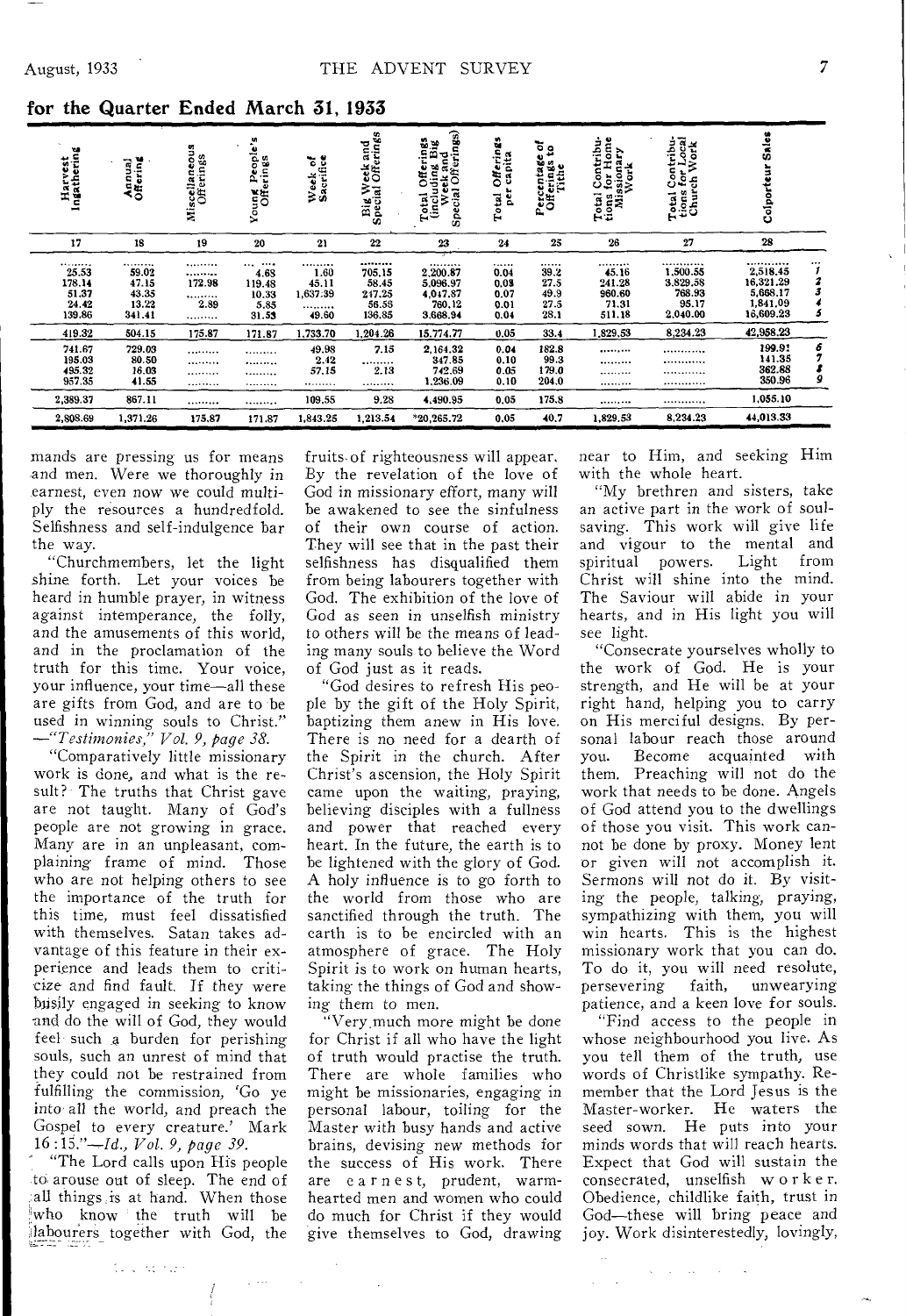## for the Quarter Ended March 31, 1933

| Harvest Ingathering | Annual Offering | Miscellaneous Offerings | Young People's Offerings | Week of Sacrifice | Big Week and Special Offerings | Total Offerings (including Big Week and Special Offerings) | Total Offerings per capita | Percentage of Offerings to Tithe | Total Contributions for Home Missionary Work | Total Contributions for Local Church Work | Colporteur Sales | |
|---|---|---|---|---|---|---|---|---|---|---|---|---|
| 17 | 18 | 19 | 20 | 21 | 22 | 23 | 24 | 25 | 26 | 27 | 28 | |
| ........ | ........ | ........ | ... .... | ........ | ........ | ........ | ..... | ..... | ........ | ........ | ........ | |
| 25.53 | 59.02 | ........ | 4.68 | 1.60 | 705.15 | 2,200.87 | 0.04 | 39.2 | 45.16 | 1,500.55 | 2,518.45 | 1 |
| 178.14 | 47.15 | 172.98 | 119.48 | 45.11 | 58.45 | 5,096.97 | 0.08 | 27.5 | 241.28 | 3,829.58 | 16,321.29 | 2 |
| 51.37 | 43.35 | ........ | 10.33 | 1,637.39 | 247.25 | 4,017.87 | 0.07 | 49.9 | 960.60 | 768.93 | 5,668.17 | 3 |
| 24.42 | 13.22 | 2.89 | 5.85 | ........ | 56.58 | 760.12 | 0.01 | 27.5 | 71.31 | 95.17 | 1,841.09 | 4 |
| 139.86 | 341.41 | ........ | 31.53 | 49.60 | 136.85 | 3,668.94 | 0.04 | 28.1 | 511.18 | 2,040.00 | 16,609.23 | 5 |
| 419.32 | 504.15 | 175.87 | 171.87 | 1,733.70 | 1,204.26 | 15,774.77 | 0.05 | 33.4 | 1,829.53 | 8,234.23 | 42,958.23 | |
| 741.67 | 729.03 | ........ | ........ | 49.98 | 7.15 | 2,164.32 | 0.04 | 182.8 | ........ | ........ | 199.91 | 6 |
| 195.03 | 80.50 | ........ | ........ | 2.42 | ........ | 347.85 | 0.10 | 99.3 | ........ | ........ | 141.35 | 7 |
| 495.32 | 16.03 | ........ | ........ | 57.15 | 2.13 | 742.69 | 0.05 | 179.0 | ........ | ........ | 362.88 | 8 |
| 957.35 | 41.55 | ........ | ........ | ........ | ........ | 1,236.09 | 0.10 | 204.0 | ........ | ........ | 350.96 | 9 |
| 2,389.37 | 867.11 | ........ | ........ | 109.55 | 9.28 | 4,490.95 | 0.05 | 175.8 | ........ | ........ | 1,055.10 | |
| 2,808.69 | 1,371.26 | 175.87 | 171.87 | 1,843.25 | 1,213.54 | *20,265.72 | 0.05 | 40.7 | 1,829.53 | 8,234.23 | 44,013.33 | |

mands are pressing us for means and men. Were we thoroughly in earnest, even now we could multiply the resources a hundredfold. Selfishness and self-indulgence bar the way.

"Churchmembers, let the light shine forth. Let your voices be heard in humble prayer, in witness against intemperance, the folly, and the amusements of this world, and in the proclamation of the truth for this time. Your voice, your influence, your time—all these are gifts from God, and are to be used in winning souls to Christ." —*"Testimonies," Vol. 9, page 38.*

"Comparatively little missionary work is done, and what is the result? The truths that Christ gave are not taught. Many of God's people are not growing in grace. Many are in an unpleasant, complaining frame of mind. Those who are not helping others to see the importance of the truth for this time, must feel dissatisfied with themselves. Satan takes advantage of this feature in their experience and leads them to criticize and find fault. If they were busily engaged in seeking to know and do the will of God, they would feel such a burden for perishing souls, such an unrest of mind that they could not be restrained from fulfilling the commission, 'Go ye into all the world, and preach the Gospel to every creature.' Mark 16:15."—*Id., Vol. 9, page 39.*

"The Lord calls upon His people to arouse out of sleep. The end of all things is at hand. When those who know the truth will be labourers together with God, the fruits of righteousness will appear. By the revelation of the love of God in missionary effort, many will be awakened to see the sinfulness of their own course of action. They will see that in the past their selfishness has disqualified them from being labourers together with God. The exhibition of the love of God as seen in unselfish ministry to others will be the means of leading many souls to believe the Word of God just as it reads.

"God desires to refresh His people by the gift of the Holy Spirit, baptizing them anew in His love. There is no need for a dearth of the Spirit in the church. After Christ's ascension, the Holy Spirit came upon the waiting, praying, believing disciples with a fullness and power that reached every heart. In the future, the earth is to be lightened with the glory of God. A holy influence is to go forth to the world from those who are sanctified through the truth. The earth is to be encircled with an atmosphere of grace. The Holy Spirit is to work on human hearts, taking the things of God and showing them to men.

"Very much more might be done for Christ if all who have the light of truth would practise the truth. There are whole families who might be missionaries, engaging in personal labour, toiling for the Master with busy hands and active brains, devising new methods for the success of His work. There are earnest, prudent, warm-hearted men and women who could do much for Christ if they would give themselves to God, drawing near to Him, and seeking Him with the whole heart.

"My brethren and sisters, take an active part in the work of soul-saving. This work will give life and vigour to the mental and spiritual powers. Light from Christ will shine into the mind. The Saviour will abide in your hearts, and in His light you will see light.

"Consecrate yourselves wholly to the work of God. He is your strength, and He will be at your right hand, helping you to carry on His merciful designs. By personal labour reach those around you. Become acquainted with them. Preaching will not do the work that needs to be done. Angels of God attend you to the dwellings of those you visit. This work cannot be done by proxy. Money lent or given will not accomplish it. Sermons will not do it. By visiting the people, talking, praying, sympathizing with them, you will win hearts. This is the highest missionary work that you can do. To do it, you will need resolute, persevering faith, unwearying patience, and a keen love for souls.

"Find access to the people in whose neighbourhood you live. As you tell them of the truth, use words of Christlike sympathy. Remember that the Lord Jesus is the Master-worker. He waters the seed sown. He puts into your minds words that will reach hearts. Expect that God will sustain the consecrated, unselfish worker. Obedience, childlike faith, trust in God—these will bring peace and joy. Work disinterestedly, lovingly,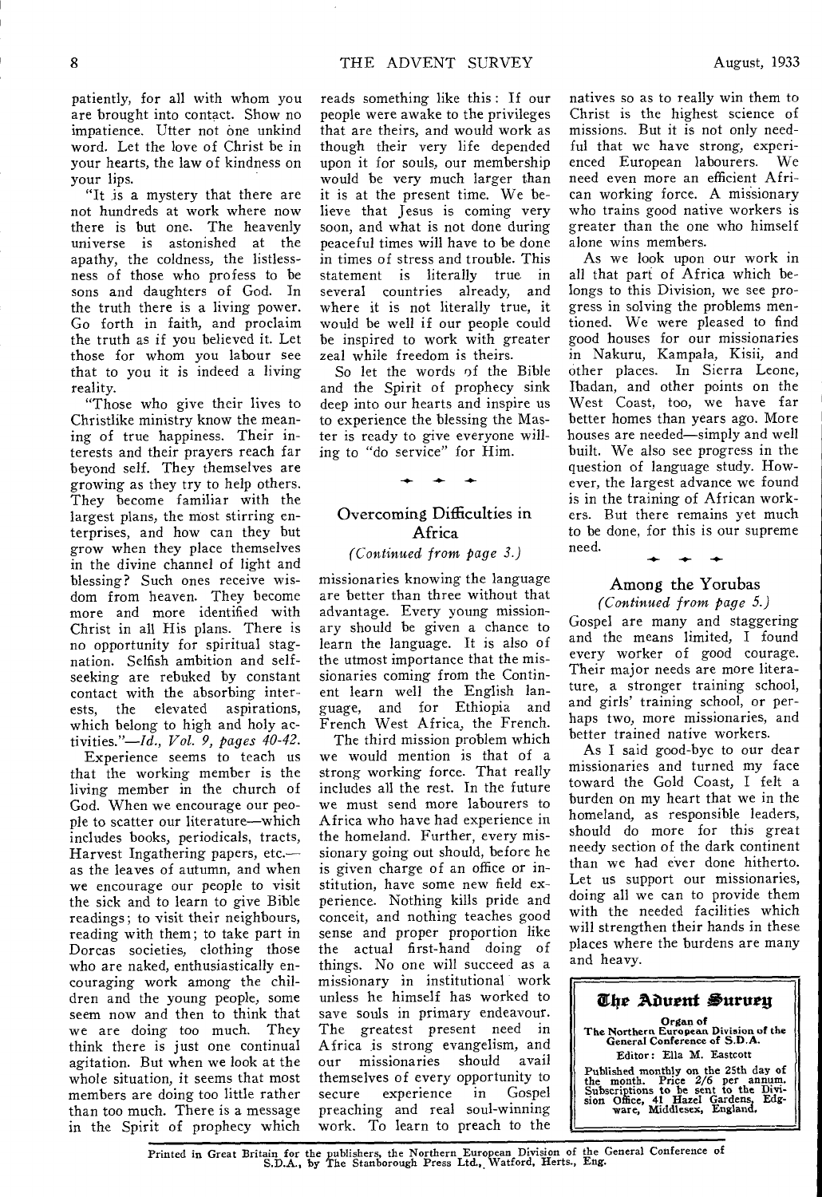patiently, for all with whom you are brought into contact. Show no impatience. Utter not one unkind word. Let the love of Christ be in your hearts, the law of kindness on your lips.

"It is a mystery that there are not hundreds at work where now there is but one. The heavenly universe is astonished at the apathy, the coldness, the listlessness of those who profess to be sons and daughters of God. In the truth there is a living power. Go forth in faith, and proclaim the truth as if you believed it. Let those for whom you labour see that to you it is indeed a living reality.

"Those who give their lives to Christlike ministry know the meaning of true happiness. Their interests and their prayers reach far beyond self. They themselves are growing as they try to help others. They become familiar with the largest plans, the most stirring enterprises, and how can they but grow when they place themselves in the divine channel of light and blessing? Such ones receive wisdom from heaven. They become more and more identified with Christ in all His plans. There is no opportunity for spiritual stagnation. Selfish ambition and self-seeking are rebuked by constant contact with the absorbing interests, the elevated aspirations, which belong to high and holy activities."—*Id., Vol. 9, pages 40-42.*

Experience seems to teach us that the working member is the living member in the church of God. When we encourage our people to scatter our literature—which includes books, periodicals, tracts, Harvest Ingathering papers, etc.—as the leaves of autumn, and when we encourage our people to visit the sick and to learn to give Bible readings; to visit their neighbours, reading with them; to take part in Dorcas societies, clothing those who are naked, enthusiastically encouraging work among the children and the young people, some seem now and then to think that we are doing too much. They think there is just one continual agitation. But when we look at the whole situation, it seems that most members are doing too little rather than too much. There is a message in the Spirit of prophecy which reads something like this: If our people were awake to the privileges that are theirs, and would work as though their very life depended upon it for souls, our membership would be very much larger than it is at the present time. We believe that Jesus is coming very soon, and what is not done during peaceful times will have to be done in times of stress and trouble. This statement is literally true in several countries already, and where it is not literally true, it would be well if our people could be inspired to work with greater zeal while freedom is theirs.

So let the words of the Bible and the Spirit of prophecy sink deep into our hearts and inspire us to experience the blessing the Master is ready to give everyone willing to "do service" for Him.

## Overcoming Difficulties in Africa

*(Continued from page 3.)*

missionaries knowing the language are better than three without that advantage. Every young missionary should be given a chance to learn the language. It is also of the utmost importance that the missionaries coming from the Continent learn well the English language, and for Ethiopia and French West Africa, the French.

The third mission problem which we would mention is that of a strong working force. That really includes all the rest. In the future we must send more labourers to Africa who have had experience in the homeland. Further, every missionary going out should, before he is given charge of an office or institution, have some new field experience. Nothing kills pride and conceit, and nothing teaches good sense and proper proportion like the actual first-hand doing of things. No one will succeed as a missionary in institutional work unless he himself has worked to save souls in primary endeavour. The greatest present need in Africa is strong evangelism, and our missionaries should avail themselves of every opportunity to secure experience in Gospel preaching and real soul-winning work. To learn to preach to the natives so as to really win them to Christ is the highest science of missions. But it is not only needful that we have strong, experienced European labourers. We need even more an efficient African working force. A missionary who trains good native workers is greater than the one who himself alone wins members.

As we look upon our work in all that part of Africa which belongs to this Division, we see progress in solving the problems mentioned. We were pleased to find good houses for our missionaries in Nakuru, Kampala, Kisii, and other places. In Sierra Leone, Ibadan, and other points on the West Coast, too, we have far better homes than years ago. More houses are needed—simply and well built. We also see progress in the question of language study. However, the largest advance we found is in the training of African workers. But there remains yet much to be done, for this is our supreme need.

## Among the Yorubas

*(Continued from page 5.)*

Gospel are many and staggering and the means limited, I found every worker of good courage. Their major needs are more literature, a stronger training school, and girls' training school, or perhaps two, more missionaries, and better trained native workers.

As I said good-bye to our dear missionaries and turned my face toward the Gold Coast, I felt a burden on my heart that we in the homeland, as responsible leaders, should do more for this great needy section of the dark continent than we had ever done hitherto. Let us support our missionaries, doing all we can to provide them with the needed facilities which will strengthen their hands in these places where the burdens are many and heavy.

**The Advent Survey**

Organ of
The Northern European Division of the General Conference of S.D.A.

Editor: Ella M. Eastcott

Published monthly on the 25th day of the month. Price 2/6 per annum. Subscriptions to be sent to the Division Office, 41 Hazel Gardens, Edgware, Middlesex, England.

Printed in Great Britain for the publishers, the Northern European Division of the General Conference of S.D.A., by The Stanborough Press Ltd., Watford, Herts., Eng.